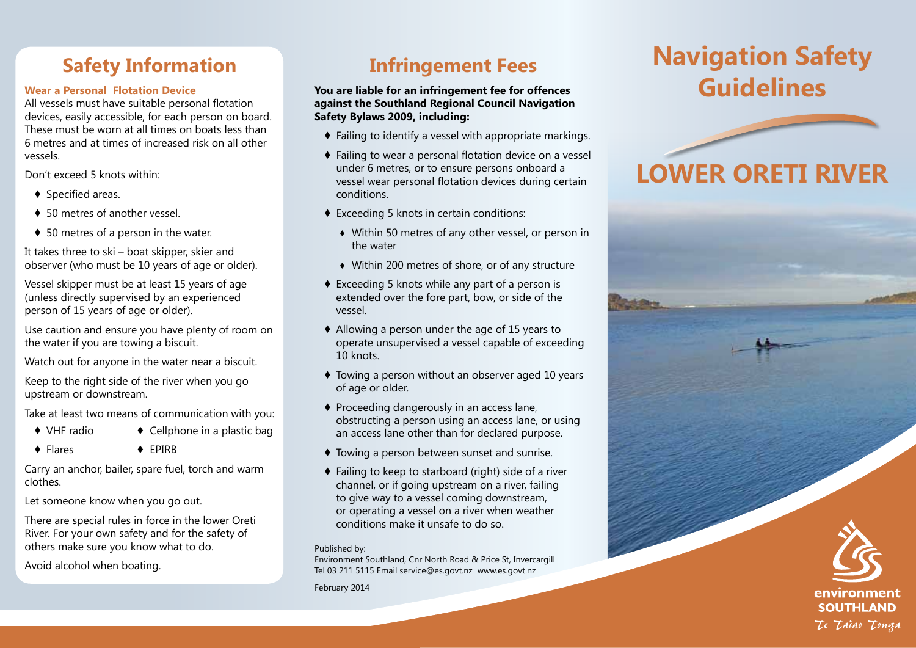## Safety Information

**Wear a Personal Flotation Device**

All vessels must have suitable personal flotation devices, easily accessible, for each person on board. These must be worn at all times on boats less than 6 metres and at times of increased risk on all other vessels.

Don't exceed 5 knots within:

- Specified areas.
- 50 metres of another vessel.
- 50 metres of a person in the water.

It takes three to ski – boat skipper, skier and observer (who must be 10 years of age or older).

Vessel skipper must be at least 15 years of age (unless directly supervised by an experienced person of 15 years of age or older).

Use caution and ensure you have plenty of room on the water if you are towing a biscuit.

Watch out for anyone in the water near a biscuit.

Keep to the right side of the river when you go upstream or downstream.

Take at least two means of communication with you:

- VHF radio
- Cellphone in a plastic bag
- Flares
- EPIRB

Carry an anchor, bailer, spare fuel, torch and warm clothes.

Let someone know when you go out.

There are special rules in force in the lower Oreti River. For your own safety and for the safety of others make sure you know what to do.

Avoid alcohol when boating.

## Infringement Fees

**You are liable for an infringement fee for offences against the Southland Regional Council Navigation Safety Bylaws 2009, including:**

- Failing to identify a vessel with appropriate markings.
- Failing to wear a personal flotation device on a vessel under 6 metres, or to ensure persons onboard a vessel wear personal flotation devices during certain conditions.
- Exceeding 5 knots in certain conditions:
  - Within 50 metres of any other vessel, or person in the water
  - Within 200 metres of shore, or of any structure
- Exceeding 5 knots while any part of a person is extended over the fore part, bow, or side of the vessel.
- Allowing a person under the age of 15 years to operate unsupervised a vessel capable of exceeding 10 knots.
- Towing a person without an observer aged 10 years of age or older.
- Proceeding dangerously in an access lane, obstructing a person using an access lane, or using an access lane other than for declared purpose.
- Towing a person between sunset and sunrise.
- Failing to keep to starboard (right) side of a river channel, or if going upstream on a river, failing to give way to a vessel coming downstream, or operating a vessel on a river when weather conditions make it unsafe to do so.

Published by:
Environment Southland, Cnr North Road & Price St, Invercargill
Tel 03 211 5115 Email service@es.govt.nz www.es.govt.nz

February 2014

# Navigation Safety Guidelines

# LOWER ORETI RIVER

environment SOUTHLAND
*Te Taiao Tonga*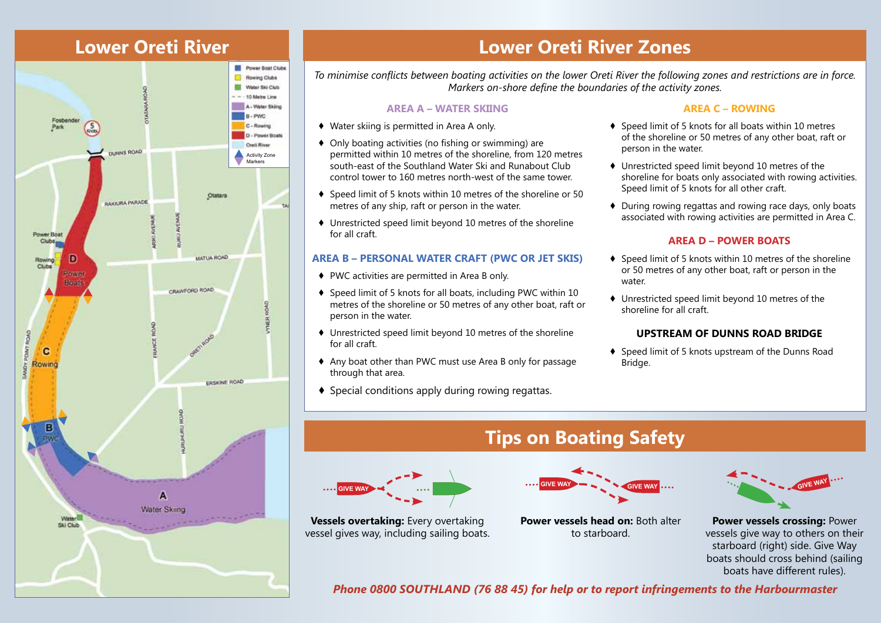# Lower Oreti River

Power Boat Clubs
Rowing Clubs
Water Ski Club
10 Metre Line
A - Water Skiing
B - PWC
C - Rowing
D - Power Boats
Oreti River
Activity Zone Markers

# Lower Oreti River Zones

*To minimise conflicts between boating activities on the lower Oreti River the following zones and restrictions are in force. Markers on-shore define the boundaries of the activity zones.*

## AREA A – WATER SKIING

- Water skiing is permitted in Area A only.
- Only boating activities (no fishing or swimming) are permitted within 10 metres of the shoreline, from 120 metres south-east of the Southland Water Ski and Runabout Club control tower to 160 metres north-west of the same tower.
- Speed limit of 5 knots within 10 metres of the shoreline or 50 metres of any ship, raft or person in the water.
- Unrestricted speed limit beyond 10 metres of the shoreline for all craft.

## AREA B – PERSONAL WATER CRAFT (PWC OR JET SKIS)

- PWC activities are permitted in Area B only.
- Speed limit of 5 knots for all boats, including PWC within 10 metres of the shoreline or 50 metres of any other boat, raft or person in the water.
- Unrestricted speed limit beyond 10 metres of the shoreline for all craft.
- Any boat other than PWC must use Area B only for passage through that area.
- Special conditions apply during rowing regattas.

## AREA C – ROWING

- Speed limit of 5 knots for all boats within 10 metres of the shoreline or 50 metres of any other boat, raft or person in the water.
- Unrestricted speed limit beyond 10 metres of the shoreline for boats only associated with rowing activities. Speed limit of 5 knots for all other craft.
- During rowing regattas and rowing race days, only boats associated with rowing activities are permitted in Area C.

## AREA D – POWER BOATS

- Speed limit of 5 knots within 10 metres of the shoreline or 50 metres of any other boat, raft or person in the water.
- Unrestricted speed limit beyond 10 metres of the shoreline for all craft.

### UPSTREAM OF DUNNS ROAD BRIDGE

- Speed limit of 5 knots upstream of the Dunns Road Bridge.

# Tips on Boating Safety

**Vessels overtaking:** Every overtaking vessel gives way, including sailing boats.

**Power vessels head on:** Both alter to starboard.

**Power vessels crossing:** Power vessels give way to others on their starboard (right) side. Give Way boats should cross behind (sailing boats have different rules).

***Phone 0800 SOUTHLAND (76 88 45) for help or to report infringements to the Harbourmaster***